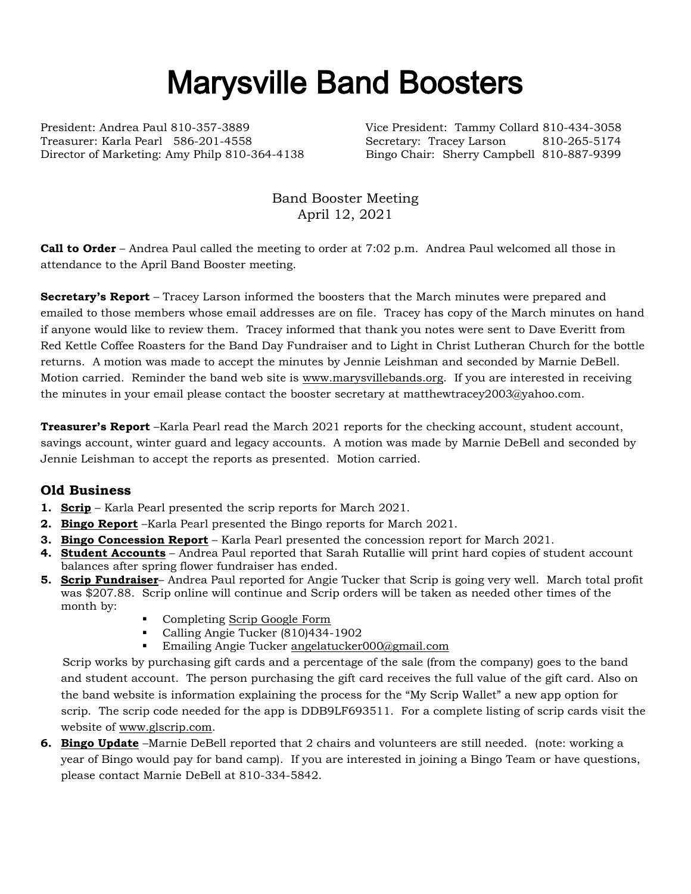# Marysville Band Boosters

President: Andrea Paul 810-357-3889
Vice President: Tammy Collard 810-434-3058
Treasurer: Karla Pearl 586-201-4558
Secretary: Tracey Larson 810-265-5174
Director of Marketing: Amy Philp 810-364-4138
Bingo Chair: Sherry Campbell 810-887-9399

Band Booster Meeting
April 12, 2021

**Call to Order** – Andrea Paul called the meeting to order at 7:02 p.m. Andrea Paul welcomed all those in attendance to the April Band Booster meeting.

**Secretary's Report** – Tracey Larson informed the boosters that the March minutes were prepared and emailed to those members whose email addresses are on file. Tracey has copy of the March minutes on hand if anyone would like to review them. Tracey informed that thank you notes were sent to Dave Everitt from Red Kettle Coffee Roasters for the Band Day Fundraiser and to Light in Christ Lutheran Church for the bottle returns. A motion was made to accept the minutes by Jennie Leishman and seconded by Marnie DeBell. Motion carried. Reminder the band web site is www.marysvillebands.org. If you are interested in receiving the minutes in your email please contact the booster secretary at matthewtracey2003@yahoo.com.

**Treasurer's Report** –Karla Pearl read the March 2021 reports for the checking account, student account, savings account, winter guard and legacy accounts. A motion was made by Marnie DeBell and seconded by Jennie Leishman to accept the reports as presented. Motion carried.

## Old Business

1. **Scrip** – Karla Pearl presented the scrip reports for March 2021.
2. **Bingo Report** –Karla Pearl presented the Bingo reports for March 2021.
3. **Bingo Concession Report** – Karla Pearl presented the concession report for March 2021.
4. **Student Accounts** – Andrea Paul reported that Sarah Rutallie will print hard copies of student account balances after spring flower fundraiser has ended.
5. **Scrip Fundraiser**– Andrea Paul reported for Angie Tucker that Scrip is going very well. March total profit was $207.88. Scrip online will continue and Scrip orders will be taken as needed other times of the month by:
   - Completing Scrip Google Form
   - Calling Angie Tucker (810)434-1902
   - Emailing Angie Tucker angelatucker000@gmail.com

   Scrip works by purchasing gift cards and a percentage of the sale (from the company) goes to the band and student account. The person purchasing the gift card receives the full value of the gift card. Also on the band website is information explaining the process for the "My Scrip Wallet" a new app option for scrip. The scrip code needed for the app is DDB9LF693511. For a complete listing of scrip cards visit the website of www.glscrip.com.
6. **Bingo Update** –Marnie DeBell reported that 2 chairs and volunteers are still needed. (note: working a year of Bingo would pay for band camp). If you are interested in joining a Bingo Team or have questions, please contact Marnie DeBell at 810-334-5842.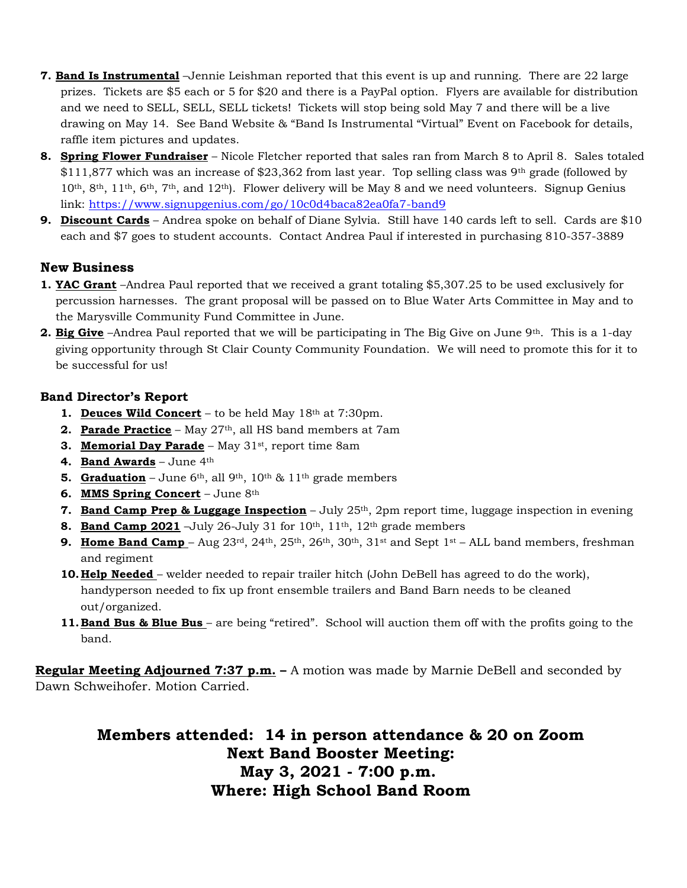7. **Band Is Instrumental** –Jennie Leishman reported that this event is up and running. There are 22 large prizes. Tickets are $5 each or 5 for $20 and there is a PayPal option. Flyers are available for distribution and we need to SELL, SELL, SELL tickets! Tickets will stop being sold May 7 and there will be a live drawing on May 14. See Band Website & "Band Is Instrumental "Virtual" Event on Facebook for details, raffle item pictures and updates.
8. **Spring Flower Fundraiser** – Nicole Fletcher reported that sales ran from March 8 to April 8. Sales totaled $111,877 which was an increase of $23,362 from last year. Top selling class was 9th grade (followed by 10th, 8th, 11th, 6th, 7th, and 12th). Flower delivery will be May 8 and we need volunteers. Signup Genius link: https://www.signupgenius.com/go/10c0d4baca82ea0fa7-band9
9. **Discount Cards** – Andrea spoke on behalf of Diane Sylvia. Still have 140 cards left to sell. Cards are $10 each and $7 goes to student accounts. Contact Andrea Paul if interested in purchasing 810-357-3889

## New Business

1. **YAC Grant** –Andrea Paul reported that we received a grant totaling $5,307.25 to be used exclusively for percussion harnesses. The grant proposal will be passed on to Blue Water Arts Committee in May and to the Marysville Community Fund Committee in June.
2. **Big Give** –Andrea Paul reported that we will be participating in The Big Give on June 9th. This is a 1-day giving opportunity through St Clair County Community Foundation. We will need to promote this for it to be successful for us!

## Band Director's Report

1. **Deuces Wild Concert** – to be held May 18th at 7:30pm.
2. **Parade Practice** – May 27th, all HS band members at 7am
3. **Memorial Day Parade** – May 31st, report time 8am
4. **Band Awards** – June 4th
5. **Graduation** – June 6th, all 9th, 10th & 11th grade members
6. **MMS Spring Concert** – June 8th
7. **Band Camp Prep & Luggage Inspection** – July 25th, 2pm report time, luggage inspection in evening
8. **Band Camp 2021** –July 26-July 31 for 10th, 11th, 12th grade members
9. **Home Band Camp** – Aug 23rd, 24th, 25th, 26th, 30th, 31st and Sept 1st – ALL band members, freshman and regiment
10. **Help Needed** – welder needed to repair trailer hitch (John DeBell has agreed to do the work), handyperson needed to fix up front ensemble trailers and Band Barn needs to be cleaned out/organized.
11. **Band Bus & Blue Bus** – are being "retired". School will auction them off with the profits going to the band.

**Regular Meeting Adjourned 7:37 p.m. –** A motion was made by Marnie DeBell and seconded by Dawn Schweihofer. Motion Carried.

**Members attended: 14 in person attendance & 20 on Zoom**
**Next Band Booster Meeting:**
**May 3, 2021 - 7:00 p.m.**
**Where: High School Band Room**